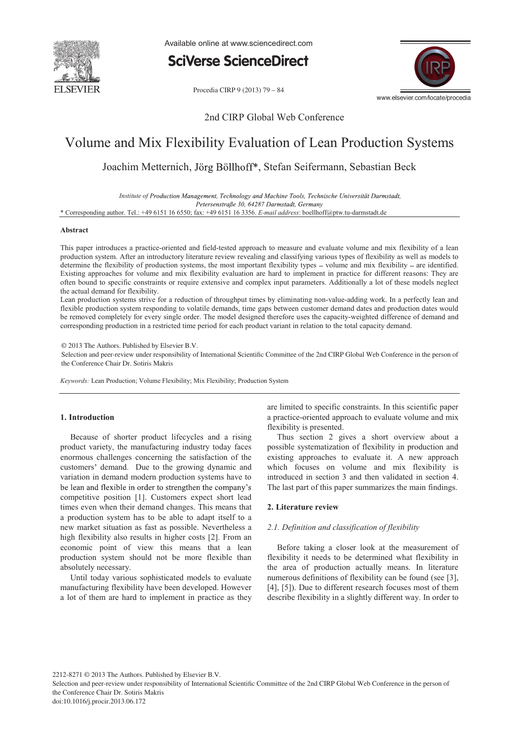# Volume and Mix Flexibility Evaluation of Lean Production Systems

Joachim Metternich, Jörg Böllhoff*, Stefan Seifermann, Sebastian Beck

*Institute of Production Management, Technology and Machine Tools, Technische Universität Darmstadt, Petersenstraße 30, 64287 Darmstadt, Germany*

\* Corresponding author. Tel.: +49 6151 16 6550; fax: +49 6151 16 3356. *E-mail address*: boellhoff@ptw.tu-darmstadt.de

## Abstract

This paper introduces a practice-oriented and field-tested approach to measure and evaluate volume and mix flexibility of a lean production system. After an introductory literature review revealing and classifying various types of flexibility as well as models to determine the flexibility of production systems, the most important flexibility types – volume and mix flexibility – are identified. Existing approaches for volume and mix flexibility evaluation are hard to implement in practice for different reasons: They are often bound to specific constraints or require extensive and complex input parameters. Additionally a lot of these models neglect the actual demand for flexibility.

Lean production systems strive for a reduction of throughput times by eliminating non-value-adding work. In a perfectly lean and flexible production system responding to volatile demands, time gaps between customer demand dates and production dates would be removed completely for every single order. The model designed therefore uses the capacity-weighted difference of demand and corresponding production in a restricted time period for each product variant in relation to the total capacity demand.

© 2013 The Authors. Published by Elsevier B.V.

Selection and peer-review under responsibility of International Scientific Committee of the 2nd CIRP Global Web Conference in the person of the Conference Chair Dr. Sotiris Makris

*Keywords:* Lean Production; Volume Flexibility; Mix Flexibility; Production System

## 1. Introduction

Because of shorter product lifecycles and a rising product variety, the manufacturing industry today faces enormous challenges concerning the satisfaction of the customers' demand. Due to the growing dynamic and variation in demand modern production systems have to be lean and flexible in order to strengthen the company's competitive position [1]. Customers expect short lead times even when their demand changes. This means that a production system has to be able to adapt itself to a new market situation as fast as possible. Nevertheless a high flexibility also results in higher costs [2]. From an economic point of view this means that a lean production system should not be more flexible than absolutely necessary.

Until today various sophisticated models to evaluate manufacturing flexibility have been developed. However a lot of them are hard to implement in practice as they are limited to specific constraints. In this scientific paper a practice-oriented approach to evaluate volume and mix flexibility is presented.

Thus section 2 gives a short overview about a possible systematization of flexibility in production and existing approaches to evaluate it. A new approach which focuses on volume and mix flexibility is introduced in section 3 and then validated in section 4. The last part of this paper summarizes the main findings.

## 2. Literature review

### *2.1. Definition and classification of flexibility*

Before taking a closer look at the measurement of flexibility it needs to be determined what flexibility in the area of production actually means. In literature numerous definitions of flexibility can be found (see [3], [4], [5]). Due to different research focuses most of them describe flexibility in a slightly different way. In order to

2212-8271 © 2013 The Authors. Published by Elsevier B.V.

Selection and peer-review under responsibility of International Scientific Committee of the 2nd CIRP Global Web Conference in the person of the Conference Chair Dr. Sotiris Makris

doi:10.1016/j.procir.2013.06.172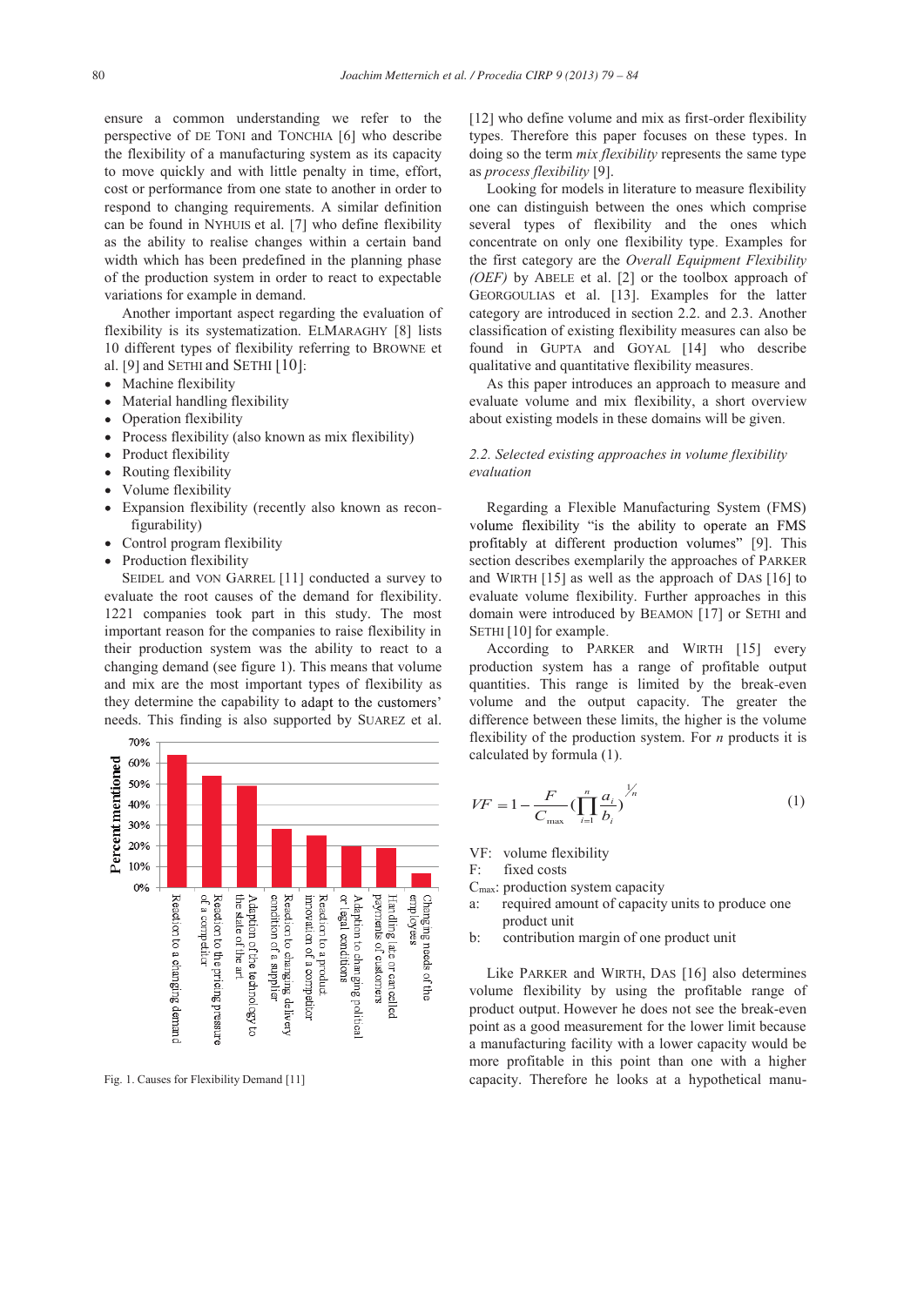ensure a common understanding we refer to the perspective of DE TONI and TONCHIA [6] who describe the flexibility of a manufacturing system as its capacity to move quickly and with little penalty in time, effort, cost or performance from one state to another in order to respond to changing requirements. A similar definition can be found in NYHUIS et al. [7] who define flexibility as the ability to realise changes within a certain band width which has been predefined in the planning phase of the production system in order to react to expectable variations for example in demand.

Another important aspect regarding the evaluation of flexibility is its systematization. ELMARAGHY [8] lists 10 different types of flexibility referring to BROWNE et al. [9] and SETHI and SETHI [10]:

- Machine flexibility
- Material handling flexibility
- Operation flexibility
- Process flexibility (also known as mix flexibility)
- Product flexibility
- Routing flexibility
- Volume flexibility
- Expansion flexibility (recently also known as reconfigurability)
- Control program flexibility
- Production flexibility

SEIDEL and VON GARREL [11] conducted a survey to evaluate the root causes of the demand for flexibility. 1221 companies took part in this study. The most important reason for the companies to raise flexibility in their production system was the ability to react to a changing demand (see figure 1). This means that volume and mix are the most important types of flexibility as they determine the capability to adapt to the customers' needs. This finding is also supported by SUAREZ et al. [12] who define volume and mix as first-order flexibility types. Therefore this paper focuses on these types. In doing so the term *mix flexibility* represents the same type as *process flexibility* [9].

Looking for models in literature to measure flexibility one can distinguish between the ones which comprise several types of flexibility and the ones which concentrate on only one flexibility type. Examples for the first category are the *Overall Equipment Flexibility (OEF)* by ABELE et al. [2] or the toolbox approach of GEORGOULIAS et al. [13]. Examples for the latter category are introduced in section 2.2. and 2.3. Another classification of existing flexibility measures can also be found in GUPTA and GOYAL [14] who describe qualitative and quantitative flexibility measures.

As this paper introduces an approach to measure and evaluate volume and mix flexibility, a short overview about existing models in these domains will be given.

| Cause | Percent mentioned |
|---|---|
| Reaction to a changing demand | ~63% |
| Reaction to the pricing pressure of a competitor | ~54% |
| Adaption of the technology to the state of the art | ~49% |
| Reaction to changing delivery condition of a supplier | ~28% |
| Reaction to a product innovation of a competitor | ~25% |
| Adaption to changing political or legal conditions | ~20% |
| Handling late or cancelled payments of customers | ~19% |
| Changing needs of the employees | ~7% |

Fig. 1. Causes for Flexibility Demand [11]

### 2.2. Selected existing approaches in volume flexibility evaluation

Regarding a Flexible Manufacturing System (FMS) volume flexibility "is the ability to operate an FMS profitably at different production volumes" [9]. This section describes exemplarily the approaches of PARKER and WIRTH [15] as well as the approach of DAS [16] to evaluate volume flexibility. Further approaches in this domain were introduced by BEAMON [17] or SETHI and SETHI [10] for example.

According to PARKER and WIRTH [15] every production system has a range of profitable output quantities. This range is limited by the break-even volume and the output capacity. The greater the difference between these limits, the higher is the volume flexibility of the production system. For $n$ products it is calculated by formula (1).

$$VF = 1 - \frac{F}{C_{\max}} \left( \prod_{i=1}^{n} \frac{a_i}{b_i} \right)^{\frac{1}{n}} \tag{1}$$

VF: volume flexibility
F: fixed costs
$C_{max}$: production system capacity
a: required amount of capacity units to produce one product unit
b: contribution margin of one product unit

Like PARKER and WIRTH, DAS [16] also determines volume flexibility by using the profitable range of product output. However he does not see the break-even point as a good measurement for the lower limit because a manufacturing facility with a lower capacity would be more profitable in this point than one with a higher capacity. Therefore he looks at a hypothetical manu-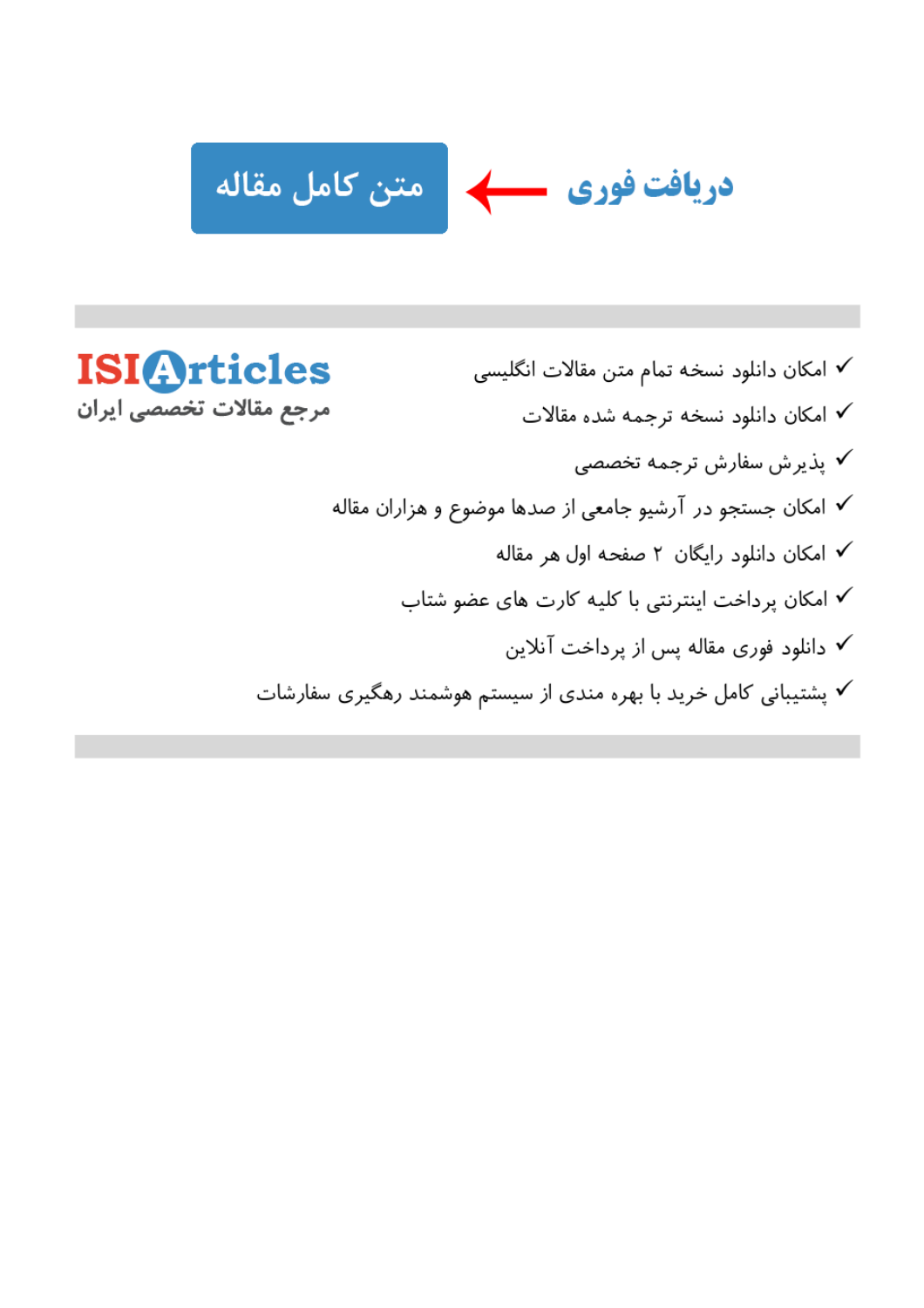دریافت فوری ← **متن کامل مقاله**

**ISIArticles**
مرجع مقالات تخصصی ایران

- ✓ امکان دانلود نسخه تمام متن مقالات انگلیسی
- ✓ امکان دانلود نسخه ترجمه شده مقالات
- ✓ پذیرش سفارش ترجمه تخصصی
- ✓ امکان جستجو در آرشیو جامعی از صدها موضوع و هزاران مقاله
- ✓ امکان دانلود رایگان ۲ صفحه اول هر مقاله
- ✓ امکان پرداخت اینترنتی با کلیه کارت های عضو شتاب
- ✓ دانلود فوری مقاله پس از پرداخت آنلاین
- ✓ پشتیبانی کامل خرید با بهره مندی از سیستم هوشمند رهگیری سفارشات